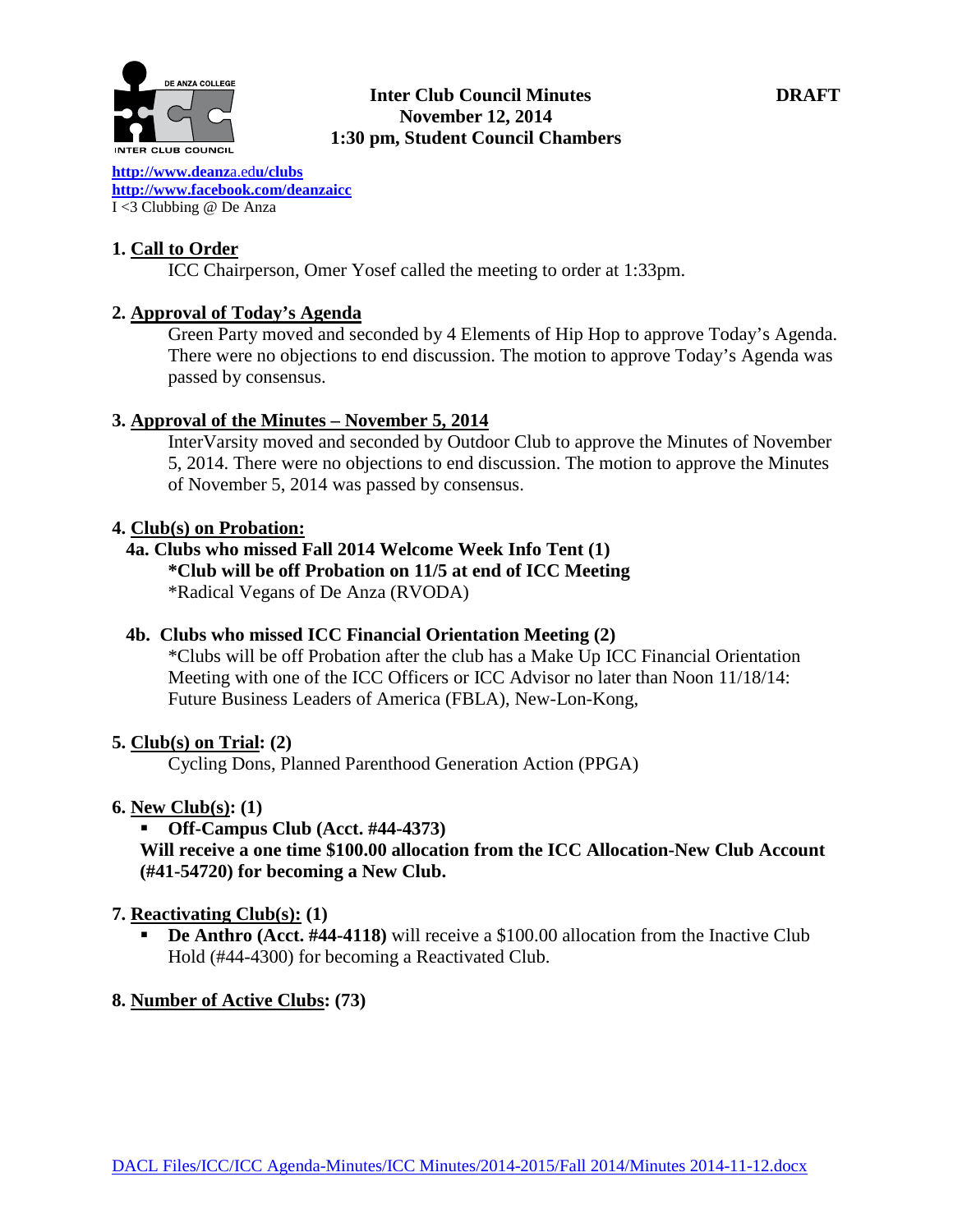**Inter Club Council Minutes** **DRAFT**
**November 12, 2014**
**1:30 pm, Student Council Chambers**

http://www.deanza.edu/clubs
http://www.facebook.com/deanzaicc
I <3 Clubbing @ De Anza

## 1. Call to Order

ICC Chairperson, Omer Yosef called the meeting to order at 1:33pm.

## 2. Approval of Today's Agenda

Green Party moved and seconded by 4 Elements of Hip Hop to approve Today's Agenda. There were no objections to end discussion. The motion to approve Today's Agenda was passed by consensus.

## 3. Approval of the Minutes – November 5, 2014

InterVarsity moved and seconded by Outdoor Club to approve the Minutes of November 5, 2014. There were no objections to end discussion. The motion to approve the Minutes of November 5, 2014 was passed by consensus.

## 4. Club(s) on Probation:

### 4a. Clubs who missed Fall 2014 Welcome Week Info Tent (1)

**\*Club will be off Probation on 11/5 at end of ICC Meeting**

\*Radical Vegans of De Anza (RVODA)

### 4b. Clubs who missed ICC Financial Orientation Meeting (2)

\*Clubs will be off Probation after the club has a Make Up ICC Financial Orientation Meeting with one of the ICC Officers or ICC Advisor no later than Noon 11/18/14: Future Business Leaders of America (FBLA), New-Lon-Kong,

## 5. Club(s) on Trial: (2)

Cycling Dons, Planned Parenthood Generation Action (PPGA)

## 6. New Club(s): (1)

- **Off-Campus Club (Acct. #44-4373)**

**Will receive a one time $100.00 allocation from the ICC Allocation-New Club Account (#41-54720) for becoming a New Club.**

## 7. Reactivating Club(s): (1)

- **De Anthro (Acct. #44-4118)** will receive a $100.00 allocation from the Inactive Club Hold (#44-4300) for becoming a Reactivated Club.

## 8. Number of Active Clubs: (73)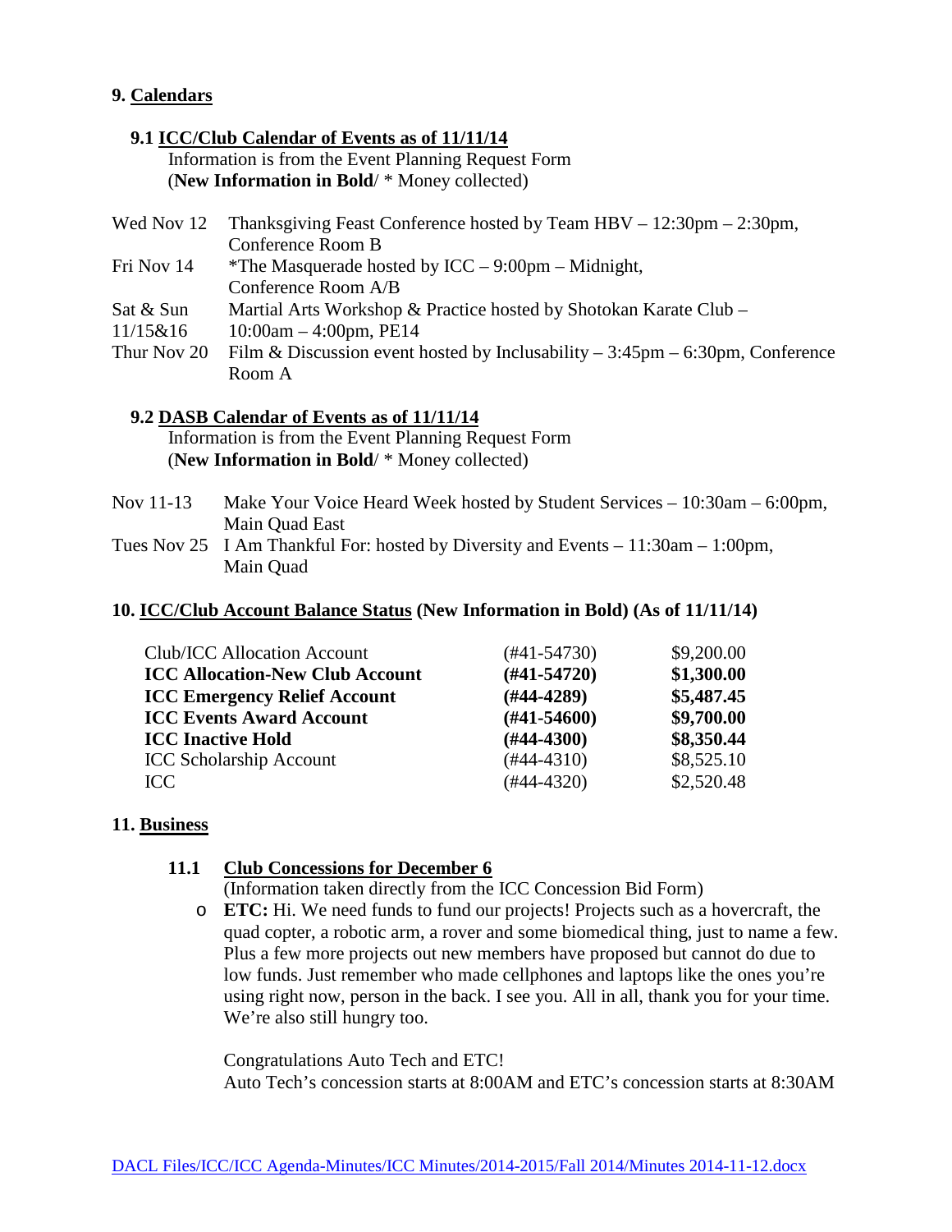## 9. Calendars

### 9.1 ICC/Club Calendar of Events as of 11/11/14

Information is from the Event Planning Request Form
(**New Information in Bold**/ * Money collected)

| | |
|---|---|
| Wed Nov 12 | Thanksgiving Feast Conference hosted by Team HBV – 12:30pm – 2:30pm, Conference Room B |
| Fri Nov 14 | *The Masquerade hosted by ICC – 9:00pm – Midnight, Conference Room A/B |
| Sat & Sun 11/15&16 | Martial Arts Workshop & Practice hosted by Shotokan Karate Club – 10:00am – 4:00pm, PE14 |
| Thur Nov 20 | Film & Discussion event hosted by Inclusability – 3:45pm – 6:30pm, Conference Room A |

### 9.2 DASB Calendar of Events as of 11/11/14

Information is from the Event Planning Request Form
(**New Information in Bold**/ * Money collected)

| | |
|---|---|
| Nov 11-13 | Make Your Voice Heard Week hosted by Student Services – 10:30am – 6:00pm, Main Quad East |
| Tues Nov 25 | I Am Thankful For: hosted by Diversity and Events – 11:30am – 1:00pm, Main Quad |

## 10. ICC/Club Account Balance Status (New Information in Bold) (As of 11/11/14)

| | | |
|---|---|---|
| Club/ICC Allocation Account | (#41-54730) | $9,200.00 |
| **ICC Allocation-New Club Account** | **(#41-54720)** | **$1,300.00** |
| **ICC Emergency Relief Account** | **(#44-4289)** | **$5,487.45** |
| **ICC Events Award Account** | **(#41-54600)** | **$9,700.00** |
| **ICC Inactive Hold** | **(#44-4300)** | **$8,350.44** |
| ICC Scholarship Account | (#44-4310) | $8,525.10 |
| ICC | (#44-4320) | $2,520.48 |

## 11. Business

### 11.1 Club Concessions for December 6

(Information taken directly from the ICC Concession Bid Form)

- **ETC:** Hi. We need funds to fund our projects! Projects such as a hovercraft, the quad copter, a robotic arm, a rover and some biomedical thing, just to name a few. Plus a few more projects out new members have proposed but cannot do due to low funds. Just remember who made cellphones and laptops like the ones you're using right now, person in the back. I see you. All in all, thank you for your time. We're also still hungry too.

  Congratulations Auto Tech and ETC!
  Auto Tech's concession starts at 8:00AM and ETC's concession starts at 8:30AM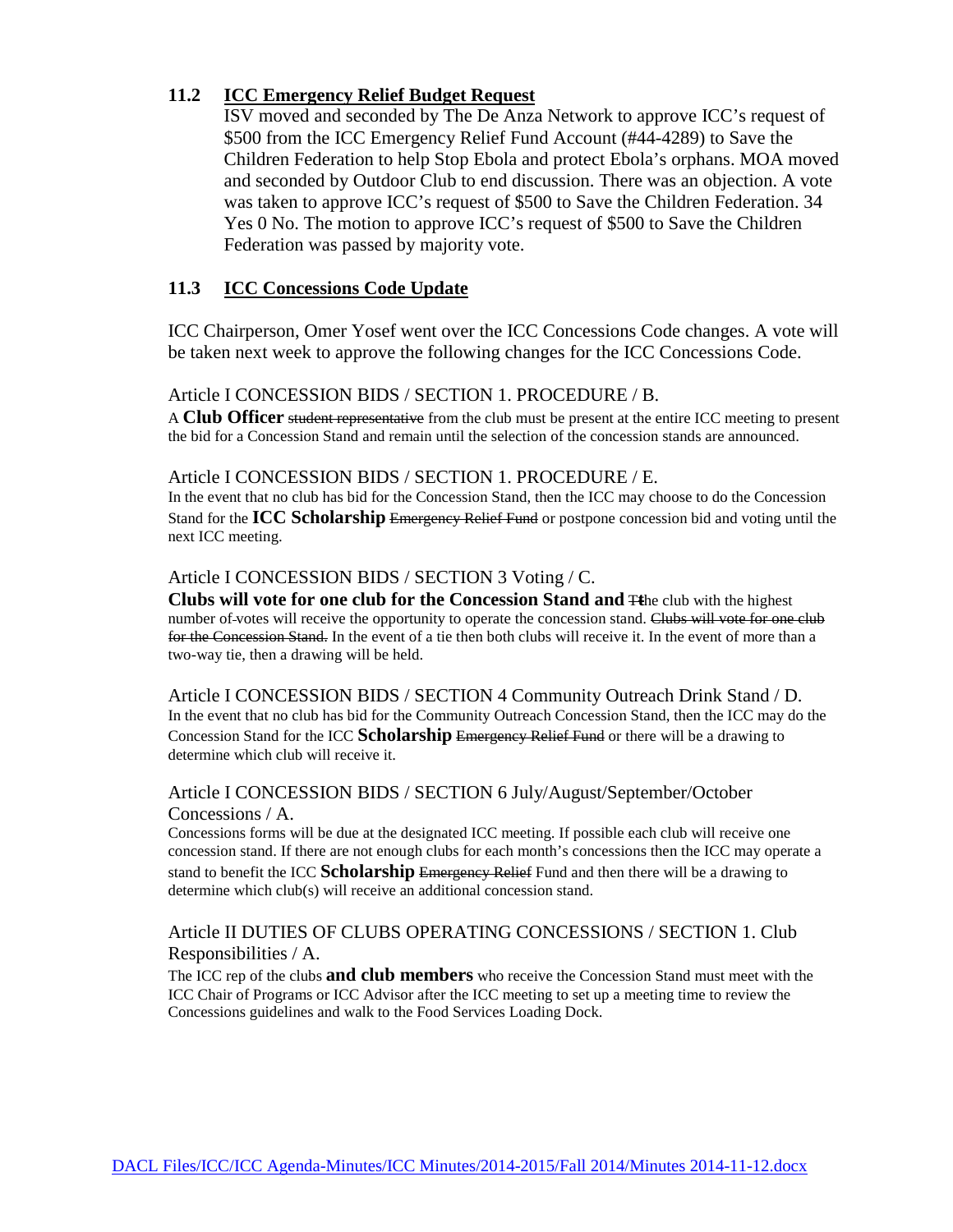### 11.2 ICC Emergency Relief Budget Request

ISV moved and seconded by The De Anza Network to approve ICC's request of $500 from the ICC Emergency Relief Fund Account (#44-4289) to Save the Children Federation to help Stop Ebola and protect Ebola's orphans. MOA moved and seconded by Outdoor Club to end discussion. There was an objection. A vote was taken to approve ICC's request of $500 to Save the Children Federation. 34 Yes 0 No. The motion to approve ICC's request of $500 to Save the Children Federation was passed by majority vote.

### 11.3 ICC Concessions Code Update

ICC Chairperson, Omer Yosef went over the ICC Concessions Code changes. A vote will be taken next week to approve the following changes for the ICC Concessions Code.

Article I CONCESSION BIDS / SECTION 1. PROCEDURE / B.

A **Club Officer** ~~student representative~~ from the club must be present at the entire ICC meeting to present the bid for a Concession Stand and remain until the selection of the concession stands are announced.

Article I CONCESSION BIDS / SECTION 1. PROCEDURE / E.

In the event that no club has bid for the Concession Stand, then the ICC may choose to do the Concession Stand for the **ICC Scholarship** ~~Emergency Relief Fund~~ or postpone concession bid and voting until the next ICC meeting.

Article I CONCESSION BIDS / SECTION 3 Voting / C.

**Clubs will vote for one club for the Concession Stand and** ~~Tt~~he club with the highest number of votes will receive the opportunity to operate the concession stand. ~~Clubs will vote for one club for the Concession Stand.~~ In the event of a tie then both clubs will receive it. In the event of more than a two-way tie, then a drawing will be held.

Article I CONCESSION BIDS / SECTION 4 Community Outreach Drink Stand / D.

In the event that no club has bid for the Community Outreach Concession Stand, then the ICC may do the Concession Stand for the ICC **Scholarship** ~~Emergency Relief Fund~~ or there will be a drawing to determine which club will receive it.

Article I CONCESSION BIDS / SECTION 6 July/August/September/October Concessions / A.

Concessions forms will be due at the designated ICC meeting. If possible each club will receive one concession stand. If there are not enough clubs for each month's concessions then the ICC may operate a stand to benefit the ICC **Scholarship** ~~Emergency Relief~~ Fund and then there will be a drawing to determine which club(s) will receive an additional concession stand.

Article II DUTIES OF CLUBS OPERATING CONCESSIONS / SECTION 1. Club Responsibilities / A.

The ICC rep of the clubs **and club members** who receive the Concession Stand must meet with the ICC Chair of Programs or ICC Advisor after the ICC meeting to set up a meeting time to review the Concessions guidelines and walk to the Food Services Loading Dock.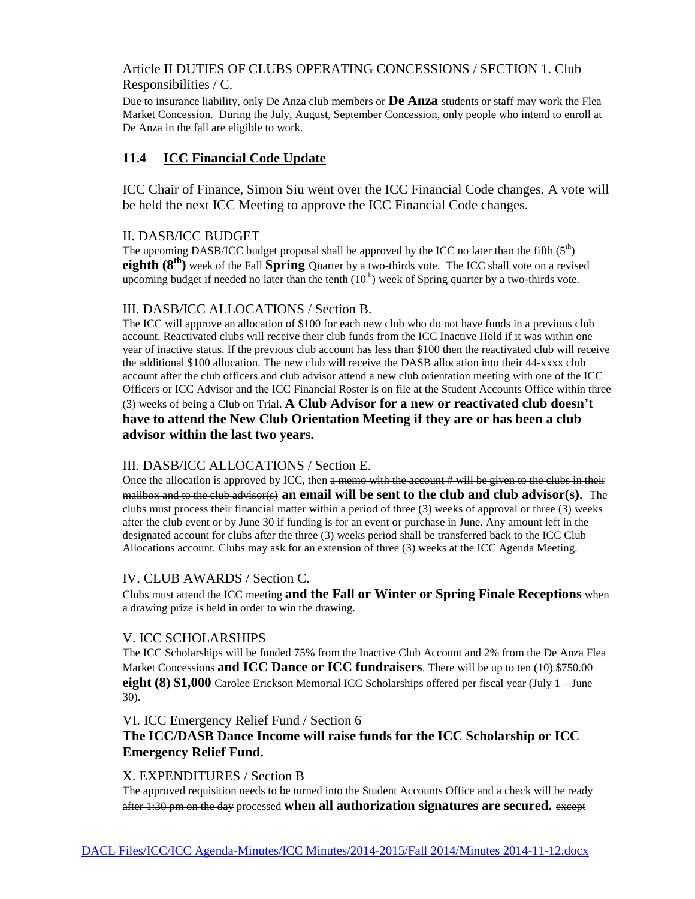Article II DUTIES OF CLUBS OPERATING CONCESSIONS / SECTION 1. Club Responsibilities / C.

Due to insurance liability, only De Anza club members or **De Anza** students or staff may work the Flea Market Concession. During the July, August, September Concession, only people who intend to enroll at De Anza in the fall are eligible to work.

### 11.4 ICC Financial Code Update

ICC Chair of Finance, Simon Siu went over the ICC Financial Code changes. A vote will be held the next ICC Meeting to approve the ICC Financial Code changes.

II. DASB/ICC BUDGET

The upcoming DASB/ICC budget proposal shall be approved by the ICC no later than the ~~fifth (5th)~~ **eighth (8th)** week of the ~~Fall~~ **Spring** Quarter by a two-thirds vote. The ICC shall vote on a revised upcoming budget if needed no later than the tenth (10th) week of Spring quarter by a two-thirds vote.

III. DASB/ICC ALLOCATIONS / Section B.

The ICC will approve an allocation of $100 for each new club who do not have funds in a previous club account. Reactivated clubs will receive their club funds from the ICC Inactive Hold if it was within one year of inactive status. If the previous club account has less than $100 then the reactivated club will receive the additional $100 allocation. The new club will receive the DASB allocation into their 44-xxxx club account after the club officers and club advisor attend a new club orientation meeting with one of the ICC Officers or ICC Advisor and the ICC Financial Roster is on file at the Student Accounts Office within three (3) weeks of being a Club on Trial. **A Club Advisor for a new or reactivated club doesn't have to attend the New Club Orientation Meeting if they are or has been a club advisor within the last two years.**

III. DASB/ICC ALLOCATIONS / Section E.

Once the allocation is approved by ICC, then ~~a memo with the account # will be given to the clubs in their mailbox and to the club advisor(s)~~ **an email will be sent to the club and club advisor(s)**. The clubs must process their financial matter within a period of three (3) weeks of approval or three (3) weeks after the club event or by June 30 if funding is for an event or purchase in June. Any amount left in the designated account for clubs after the three (3) weeks period shall be transferred back to the ICC Club Allocations account. Clubs may ask for an extension of three (3) weeks at the ICC Agenda Meeting.

IV. CLUB AWARDS / Section C.

Clubs must attend the ICC meeting **and the Fall or Winter or Spring Finale Receptions** when a drawing prize is held in order to win the drawing.

V. ICC SCHOLARSHIPS

The ICC Scholarships will be funded 75% from the Inactive Club Account and 2% from the De Anza Flea Market Concessions **and ICC Dance or ICC fundraisers**. There will be up to ~~ten (10) $750.00~~ **eight (8) $1,000** Carolee Erickson Memorial ICC Scholarships offered per fiscal year (July 1 – June 30).

VI. ICC Emergency Relief Fund / Section 6

**The ICC/DASB Dance Income will raise funds for the ICC Scholarship or ICC Emergency Relief Fund.**

X. EXPENDITURES / Section B

The approved requisition needs to be turned into the Student Accounts Office and a check will be ~~ready after 1:30 pm on the day~~ processed **when all authorization signatures are secured.** ~~except~~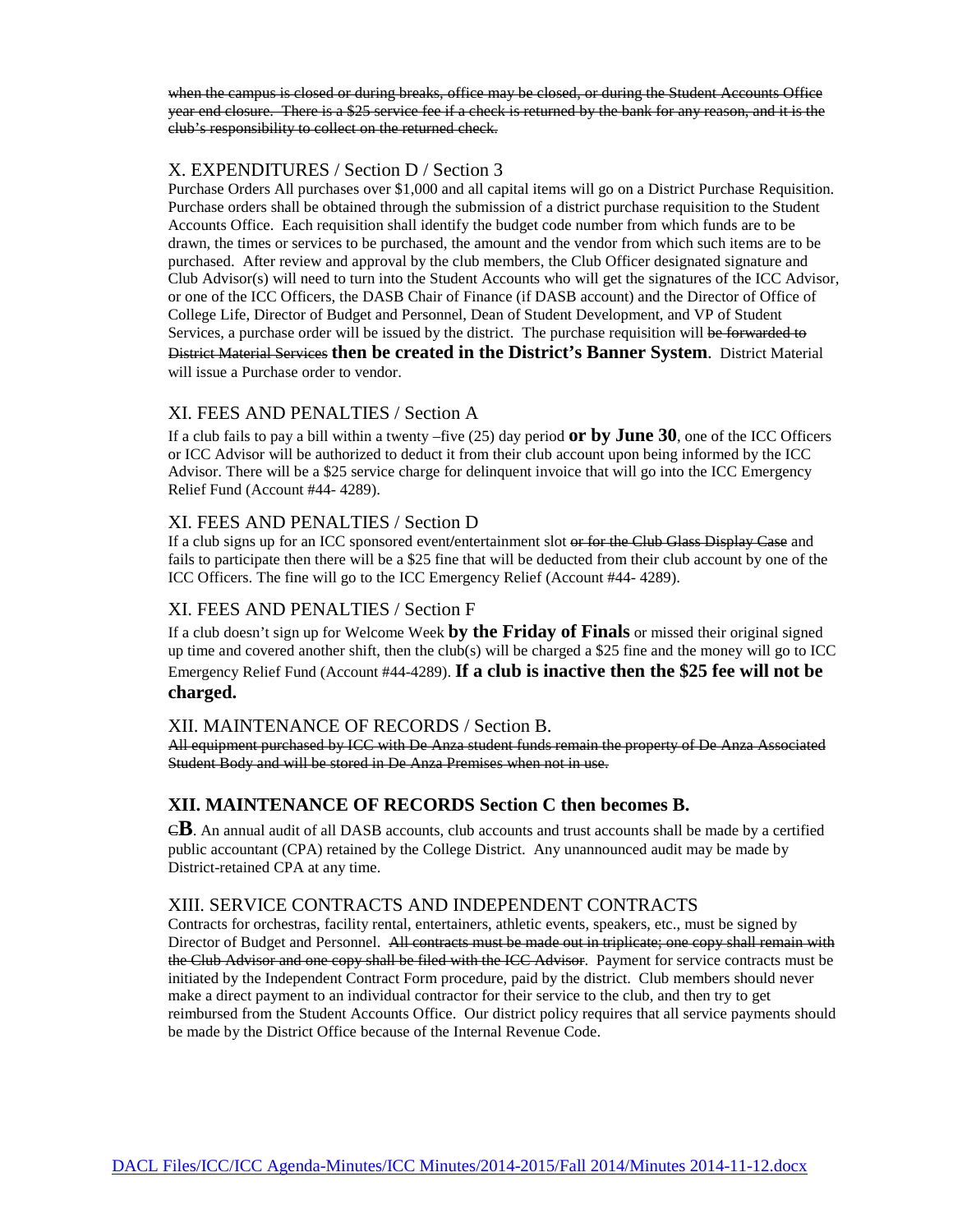~~when the campus is closed or during breaks, office may be closed, or during the Student Accounts Office year end closure. There is a $25 service fee if a check is returned by the bank for any reason, and it is the club's responsibility to collect on the returned check.~~

## X. EXPENDITURES / Section D / Section 3

Purchase Orders All purchases over $1,000 and all capital items will go on a District Purchase Requisition. Purchase orders shall be obtained through the submission of a district purchase requisition to the Student Accounts Office. Each requisition shall identify the budget code number from which funds are to be drawn, the times or services to be purchased, the amount and the vendor from which such items are to be purchased. After review and approval by the club members, the Club Officer designated signature and Club Advisor(s) will need to turn into the Student Accounts who will get the signatures of the ICC Advisor, or one of the ICC Officers, the DASB Chair of Finance (if DASB account) and the Director of Office of College Life, Director of Budget and Personnel, Dean of Student Development, and VP of Student Services, a purchase order will be issued by the district. The purchase requisition will ~~be forwarded to District Material Services~~ **then be created in the District's Banner System**. District Material will issue a Purchase order to vendor.

## XI. FEES AND PENALTIES / Section A

If a club fails to pay a bill within a twenty –five (25) day period **or by June 30**, one of the ICC Officers or ICC Advisor will be authorized to deduct it from their club account upon being informed by the ICC Advisor. There will be a $25 service charge for delinquent invoice that will go into the ICC Emergency Relief Fund (Account #44- 4289).

## XI. FEES AND PENALTIES / Section D

If a club signs up for an ICC sponsored event/entertainment slot ~~or for the Club Glass Display Case~~ and fails to participate then there will be a $25 fine that will be deducted from their club account by one of the ICC Officers. The fine will go to the ICC Emergency Relief (Account #44- 4289).

## XI. FEES AND PENALTIES / Section F

If a club doesn't sign up for Welcome Week **by the Friday of Finals** or missed their original signed up time and covered another shift, then the club(s) will be charged a $25 fine and the money will go to ICC Emergency Relief Fund (Account #44-4289). **If a club is inactive then the $25 fee will not be charged.**

## XII. MAINTENANCE OF RECORDS / Section B.

~~All equipment purchased by ICC with De Anza student funds remain the property of De Anza Associated Student Body and will be stored in De Anza Premises when not in use.~~

## **XII. MAINTENANCE OF RECORDS Section C then becomes B.**

~~C~~**B**. An annual audit of all DASB accounts, club accounts and trust accounts shall be made by a certified public accountant (CPA) retained by the College District. Any unannounced audit may be made by District-retained CPA at any time.

## XIII. SERVICE CONTRACTS AND INDEPENDENT CONTRACTS

Contracts for orchestras, facility rental, entertainers, athletic events, speakers, etc., must be signed by Director of Budget and Personnel. ~~All contracts must be made out in triplicate; one copy shall remain with the Club Advisor and one copy shall be filed with the ICC Advisor.~~ Payment for service contracts must be initiated by the Independent Contract Form procedure, paid by the district. Club members should never make a direct payment to an individual contractor for their service to the club, and then try to get reimbursed from the Student Accounts Office. Our district policy requires that all service payments should be made by the District Office because of the Internal Revenue Code.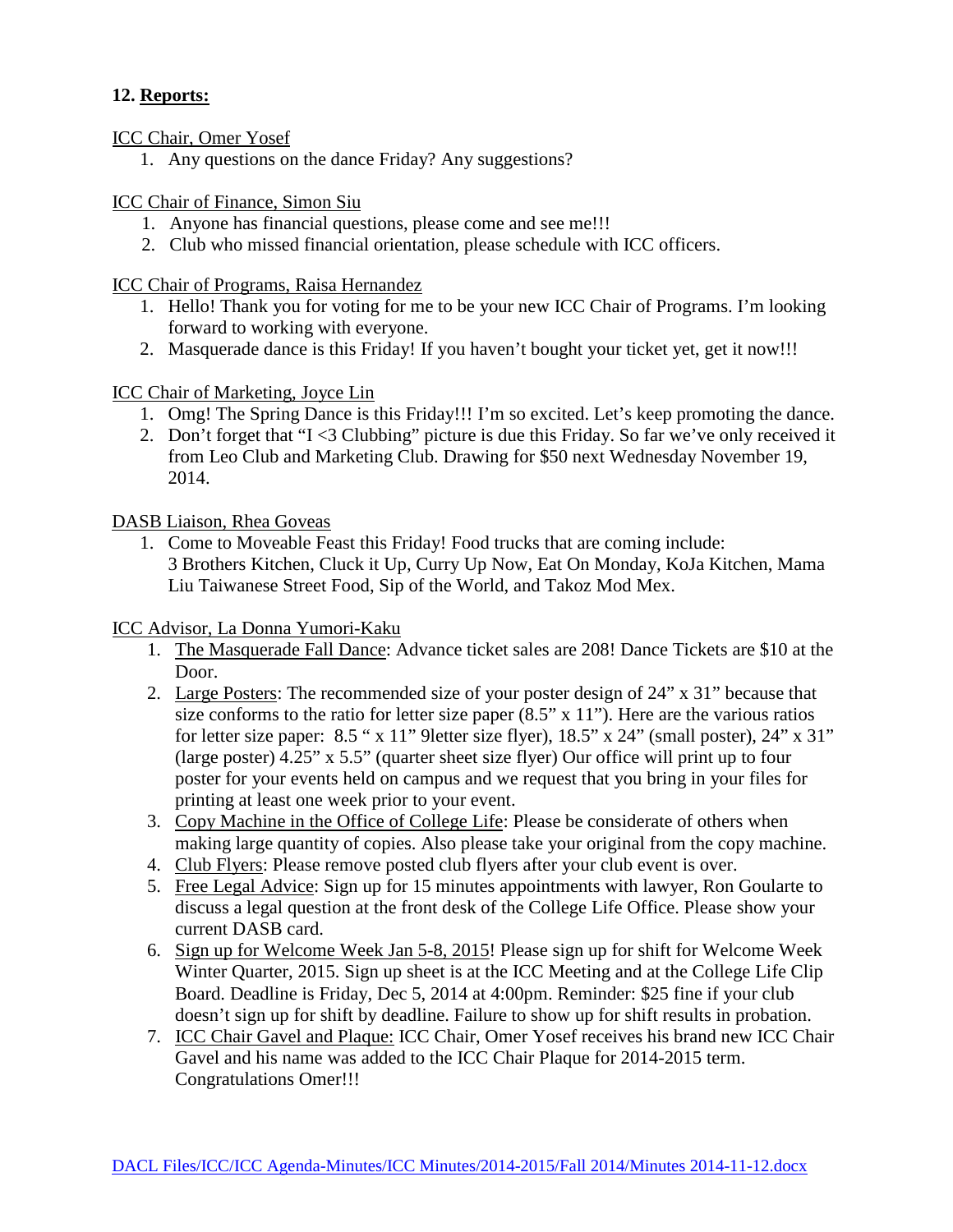## 12. Reports:

ICC Chair, Omer Yosef

1. Any questions on the dance Friday? Any suggestions?

ICC Chair of Finance, Simon Siu

1. Anyone has financial questions, please come and see me!!!
2. Club who missed financial orientation, please schedule with ICC officers.

ICC Chair of Programs, Raisa Hernandez

1. Hello! Thank you for voting for me to be your new ICC Chair of Programs. I'm looking forward to working with everyone.
2. Masquerade dance is this Friday! If you haven't bought your ticket yet, get it now!!!

ICC Chair of Marketing, Joyce Lin

1. Omg! The Spring Dance is this Friday!!! I'm so excited. Let's keep promoting the dance.
2. Don't forget that "I <3 Clubbing" picture is due this Friday. So far we've only received it from Leo Club and Marketing Club. Drawing for $50 next Wednesday November 19, 2014.

DASB Liaison, Rhea Goveas

1. Come to Moveable Feast this Friday! Food trucks that are coming include: 3 Brothers Kitchen, Cluck it Up, Curry Up Now, Eat On Monday, KoJa Kitchen, Mama Liu Taiwanese Street Food, Sip of the World, and Takoz Mod Mex.

ICC Advisor, La Donna Yumori-Kaku

1. The Masquerade Fall Dance: Advance ticket sales are 208! Dance Tickets are $10 at the Door.
2. Large Posters: The recommended size of your poster design of 24" x 31" because that size conforms to the ratio for letter size paper (8.5" x 11"). Here are the various ratios for letter size paper: 8.5 " x 11" 9letter size flyer), 18.5" x 24" (small poster), 24" x 31" (large poster) 4.25" x 5.5" (quarter sheet size flyer) Our office will print up to four poster for your events held on campus and we request that you bring in your files for printing at least one week prior to your event.
3. Copy Machine in the Office of College Life: Please be considerate of others when making large quantity of copies. Also please take your original from the copy machine.
4. Club Flyers: Please remove posted club flyers after your club event is over.
5. Free Legal Advice: Sign up for 15 minutes appointments with lawyer, Ron Goularte to discuss a legal question at the front desk of the College Life Office. Please show your current DASB card.
6. Sign up for Welcome Week Jan 5-8, 2015! Please sign up for shift for Welcome Week Winter Quarter, 2015. Sign up sheet is at the ICC Meeting and at the College Life Clip Board. Deadline is Friday, Dec 5, 2014 at 4:00pm. Reminder: $25 fine if your club doesn't sign up for shift by deadline. Failure to show up for shift results in probation.
7. ICC Chair Gavel and Plaque: ICC Chair, Omer Yosef receives his brand new ICC Chair Gavel and his name was added to the ICC Chair Plaque for 2014-2015 term. Congratulations Omer!!!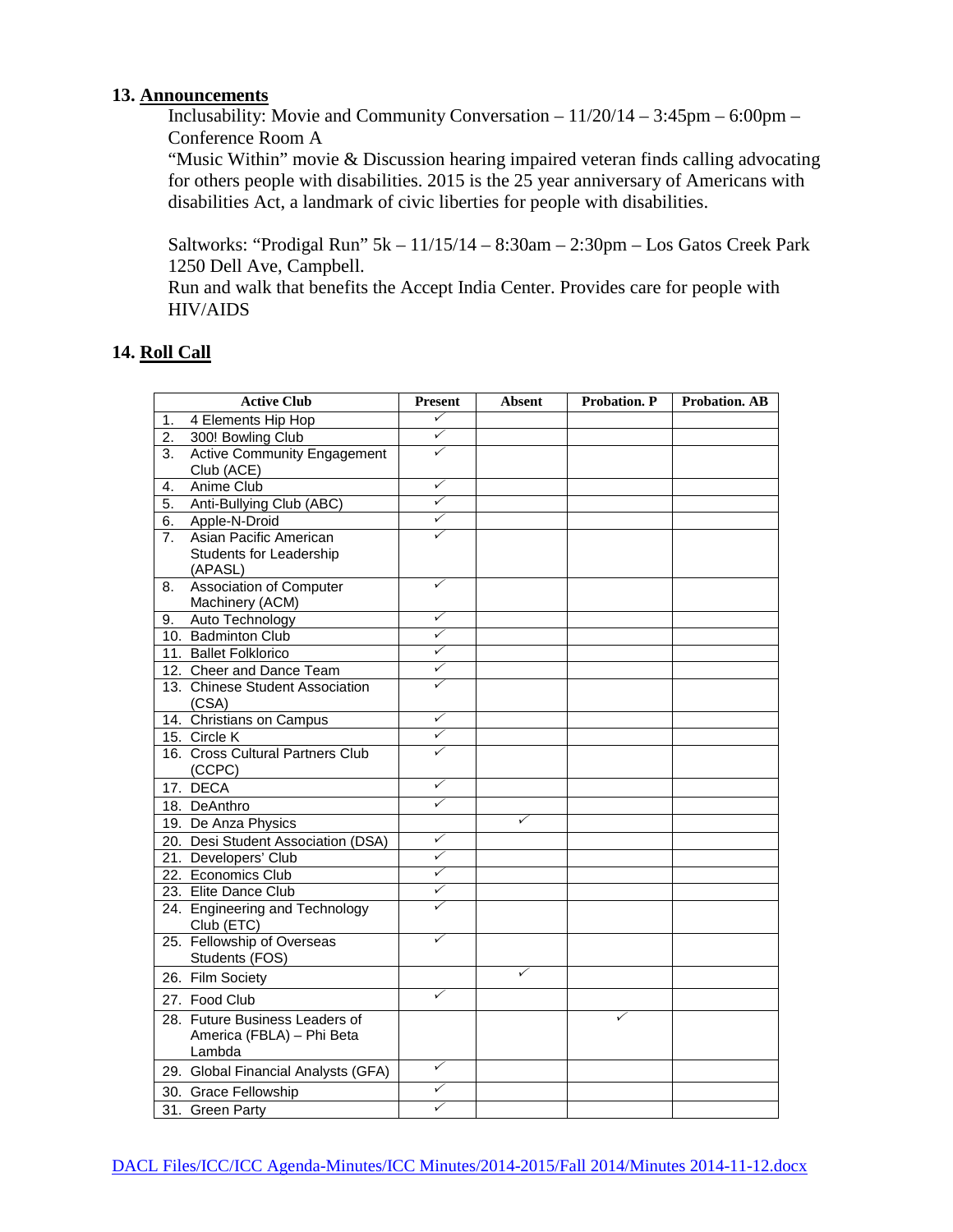## 13. Announcements

Inclusability: Movie and Community Conversation – 11/20/14 – 3:45pm – 6:00pm – Conference Room A

"Music Within" movie & Discussion hearing impaired veteran finds calling advocating for others people with disabilities. 2015 is the 25 year anniversary of Americans with disabilities Act, a landmark of civic liberties for people with disabilities.

Saltworks: "Prodigal Run" 5k – 11/15/14 – 8:30am – 2:30pm – Los Gatos Creek Park 1250 Dell Ave, Campbell.

Run and walk that benefits the Accept India Center. Provides care for people with HIV/AIDS

## 14. Roll Call

| Active Club | Present | Absent | Probation. P | Probation. AB |
|---|---|---|---|---|
| 1. 4 Elements Hip Hop | ✓ | | | |
| 2. 300! Bowling Club | ✓ | | | |
| 3. Active Community Engagement Club (ACE) | ✓ | | | |
| 4. Anime Club | ✓ | | | |
| 5. Anti-Bullying Club (ABC) | ✓ | | | |
| 6. Apple-N-Droid | ✓ | | | |
| 7. Asian Pacific American Students for Leadership (APASL) | ✓ | | | |
| 8. Association of Computer Machinery (ACM) | ✓ | | | |
| 9. Auto Technology | ✓ | | | |
| 10. Badminton Club | ✓ | | | |
| 11. Ballet Folklorico | ✓ | | | |
| 12. Cheer and Dance Team | ✓ | | | |
| 13. Chinese Student Association (CSA) | ✓ | | | |
| 14. Christians on Campus | ✓ | | | |
| 15. Circle K | ✓ | | | |
| 16. Cross Cultural Partners Club (CCPC) | ✓ | | | |
| 17. DECA | ✓ | | | |
| 18. DeAnthro | ✓ | | | |
| 19. De Anza Physics | | ✓ | | |
| 20. Desi Student Association (DSA) | ✓ | | | |
| 21. Developers' Club | ✓ | | | |
| 22. Economics Club | ✓ | | | |
| 23. Elite Dance Club | ✓ | | | |
| 24. Engineering and Technology Club (ETC) | ✓ | | | |
| 25. Fellowship of Overseas Students (FOS) | ✓ | | | |
| 26. Film Society | | ✓ | | |
| 27. Food Club | ✓ | | | |
| 28. Future Business Leaders of America (FBLA) – Phi Beta Lambda | | | ✓ | |
| 29. Global Financial Analysts (GFA) | ✓ | | | |
| 30. Grace Fellowship | ✓ | | | |
| 31. Green Party | ✓ | | | |

DACL Files/ICC/ICC Agenda-Minutes/ICC Minutes/2014-2015/Fall 2014/Minutes 2014-11-12.docx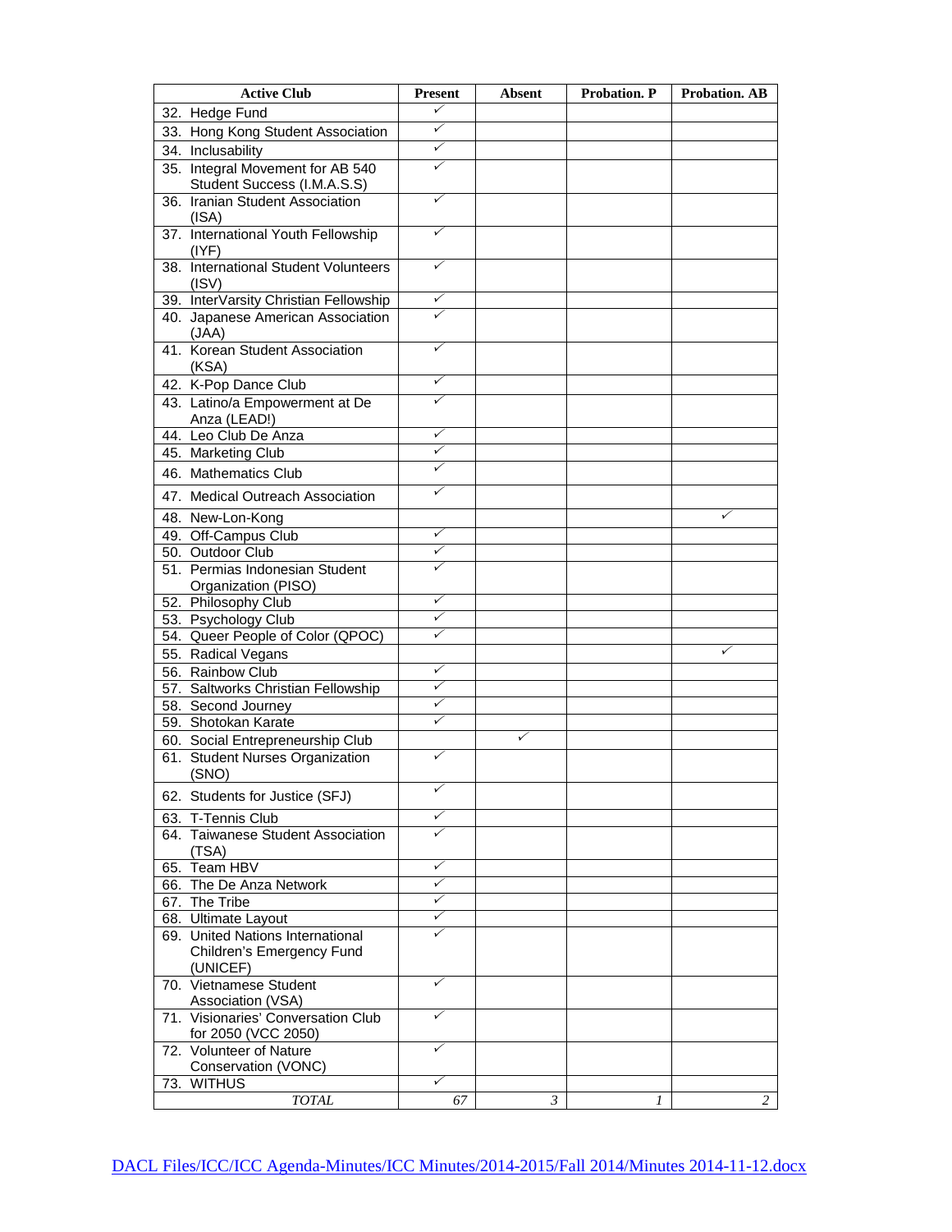| Active Club | Present | Absent | Probation. P | Probation. AB |
|---|---|---|---|---|
| 32. Hedge Fund | ✓ | | | |
| 33. Hong Kong Student Association | ✓ | | | |
| 34. Inclusability | ✓ | | | |
| 35. Integral Movement for AB 540 Student Success (I.M.A.S.S) | ✓ | | | |
| 36. Iranian Student Association (ISA) | ✓ | | | |
| 37. International Youth Fellowship (IYF) | ✓ | | | |
| 38. International Student Volunteers (ISV) | ✓ | | | |
| 39. InterVarsity Christian Fellowship | ✓ | | | |
| 40. Japanese American Association (JAA) | ✓ | | | |
| 41. Korean Student Association (KSA) | ✓ | | | |
| 42. K-Pop Dance Club | ✓ | | | |
| 43. Latino/a Empowerment at De Anza (LEAD!) | ✓ | | | |
| 44. Leo Club De Anza | ✓ | | | |
| 45. Marketing Club | ✓ | | | |
| 46. Mathematics Club | ✓ | | | |
| 47. Medical Outreach Association | ✓ | | | |
| 48. New-Lon-Kong | | | | ✓ |
| 49. Off-Campus Club | ✓ | | | |
| 50. Outdoor Club | ✓ | | | |
| 51. Permias Indonesian Student Organization (PISO) | ✓ | | | |
| 52. Philosophy Club | ✓ | | | |
| 53. Psychology Club | ✓ | | | |
| 54. Queer People of Color (QPOC) | ✓ | | | |
| 55. Radical Vegans | | | | ✓ |
| 56. Rainbow Club | ✓ | | | |
| 57. Saltworks Christian Fellowship | ✓ | | | |
| 58. Second Journey | ✓ | | | |
| 59. Shotokan Karate | ✓ | | | |
| 60. Social Entrepreneurship Club | | ✓ | | |
| 61. Student Nurses Organization (SNO) | ✓ | | | |
| 62. Students for Justice (SFJ) | ✓ | | | |
| 63. T-Tennis Club | ✓ | | | |
| 64. Taiwanese Student Association (TSA) | ✓ | | | |
| 65. Team HBV | ✓ | | | |
| 66. The De Anza Network | ✓ | | | |
| 67. The Tribe | ✓ | | | |
| 68. Ultimate Layout | ✓ | | | |
| 69. United Nations International Children's Emergency Fund (UNICEF) | ✓ | | | |
| 70. Vietnamese Student Association (VSA) | ✓ | | | |
| 71. Visionaries' Conversation Club for 2050 (VCC 2050) | ✓ | | | |
| 72. Volunteer of Nature Conservation (VONC) | ✓ | | | |
| 73. WITHUS | ✓ | | | |
| *TOTAL* | *67* | *3* | *1* | *2* |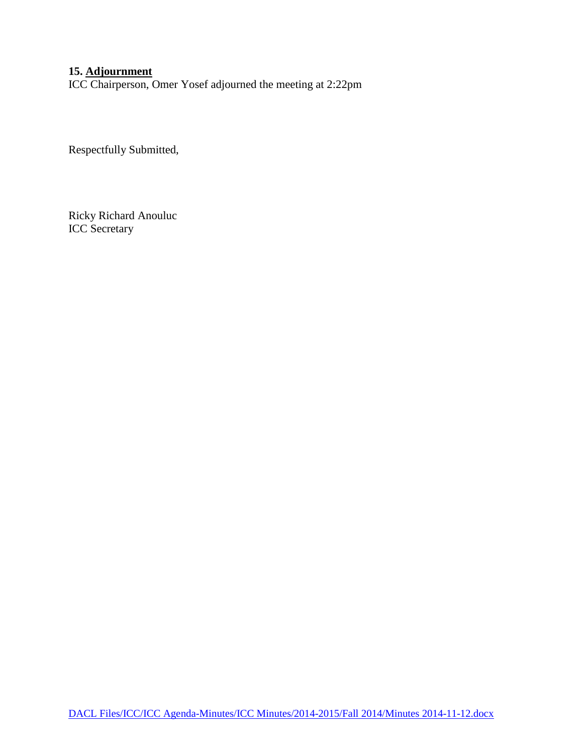**15. <u>Adjournment</u>**
ICC Chairperson, Omer Yosef adjourned the meeting at 2:22pm

Respectfully Submitted,

Ricky Richard Anouluc
ICC Secretary

DACL Files/ICC/ICC Agenda-Minutes/ICC Minutes/2014-2015/Fall 2014/Minutes 2014-11-12.docx